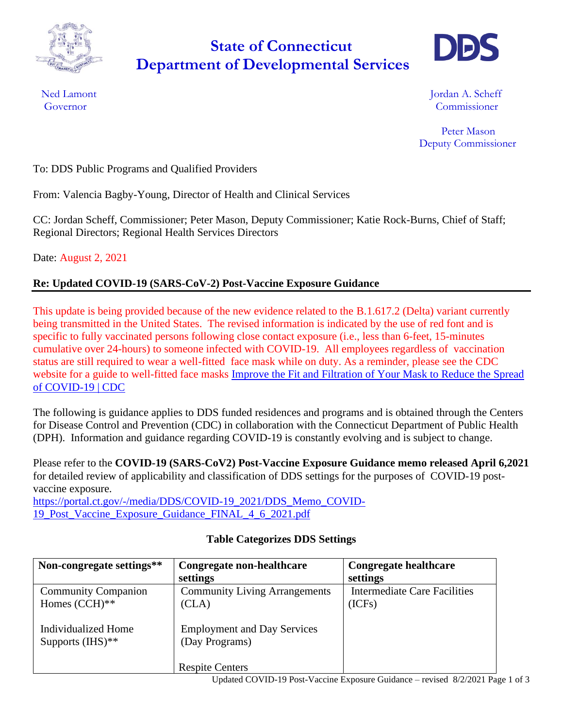# State of Connecticut
# Department of Developmental Services

Ned Lamont
Governor

Jordan A. Scheff
Commissioner

Peter Mason
Deputy Commissioner

To: DDS Public Programs and Qualified Providers

From: Valencia Bagby-Young, Director of Health and Clinical Services

CC: Jordan Scheff, Commissioner; Peter Mason, Deputy Commissioner; Katie Rock-Burns, Chief of Staff; Regional Directors; Regional Health Services Directors

Date: August 2, 2021

**Re: Updated COVID-19 (SARS-CoV-2) Post-Vaccine Exposure Guidance**

This update is being provided because of the new evidence related to the B.1.617.2 (Delta) variant currently being transmitted in the United States. The revised information is indicated by the use of red font and is specific to fully vaccinated persons following close contact exposure (i.e., less than 6-feet, 15-minutes cumulative over 24-hours) to someone infected with COVID-19. All employees regardless of vaccination status are still required to wear a well-fitted face mask while on duty. As a reminder, please see the CDC website for a guide to well-fitted face masks [Improve the Fit and Filtration of Your Mask to Reduce the Spread of COVID-19 | CDC]

The following is guidance applies to DDS funded residences and programs and is obtained through the Centers for Disease Control and Prevention (CDC) in collaboration with the Connecticut Department of Public Health (DPH). Information and guidance regarding COVID-19 is constantly evolving and is subject to change.

Please refer to the **COVID-19 (SARS-CoV2) Post-Vaccine Exposure Guidance memo released April 6,2021** for detailed review of applicability and classification of DDS settings for the purposes of COVID-19 post-vaccine exposure.
https://portal.ct.gov/-/media/DDS/COVID-19_2021/DDS_Memo_COVID-19_Post_Vaccine_Exposure_Guidance_FINAL_4_6_2021.pdf

**Table Categorizes DDS Settings**

| Non-congregate settings** | Congregate non-healthcare settings | Congregate healthcare settings |
|---|---|---|
| Community Companion Homes (CCH)**<br><br>Individualized Home Supports (IHS)** | Community Living Arrangements (CLA)<br><br>Employment and Day Services (Day Programs)<br><br>Respite Centers | Intermediate Care Facilities (ICFs) |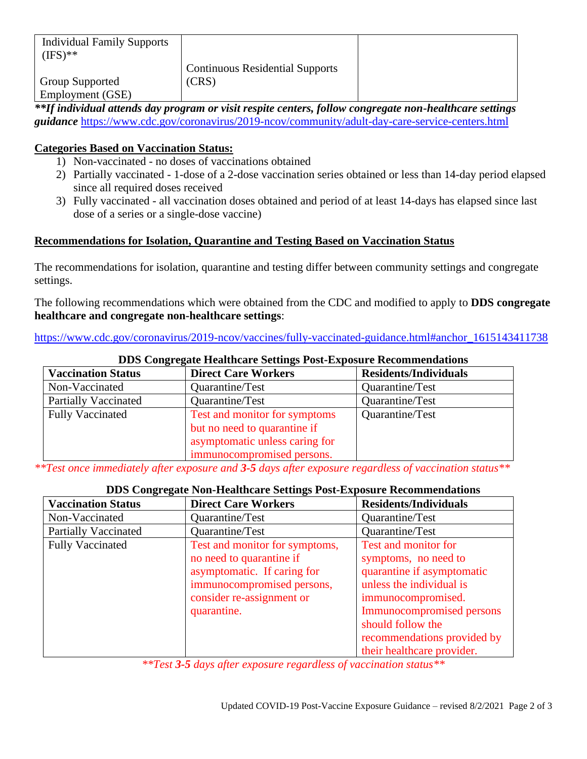| Individual Family Supports (IFS)**<br><br>Group Supported Employment (GSE) | Continuous Residential Supports (CRS) | |
|---|---|---|

***If individual attends day program or visit respite centers, follow congregate non-healthcare settings guidance** https://www.cdc.gov/coronavirus/2019-ncov/community/adult-day-care-service-centers.html

**Categories Based on Vaccination Status:**

1) Non-vaccinated - no doses of vaccinations obtained
2) Partially vaccinated - 1-dose of a 2-dose vaccination series obtained or less than 14-day period elapsed since all required doses received
3) Fully vaccinated - all vaccination doses obtained and period of at least 14-days has elapsed since last dose of a series or a single-dose vaccine)

**Recommendations for Isolation, Quarantine and Testing Based on Vaccination Status**

The recommendations for isolation, quarantine and testing differ between community settings and congregate settings.

The following recommendations which were obtained from the CDC and modified to apply to **DDS congregate healthcare and congregate non-healthcare settings**:

https://www.cdc.gov/coronavirus/2019-ncov/vaccines/fully-vaccinated-guidance.html#anchor_1615143411738

**DDS Congregate Healthcare Settings Post-Exposure Recommendations**

| Vaccination Status | Direct Care Workers | Residents/Individuals |
|---|---|---|
| Non-Vaccinated | Quarantine/Test | Quarantine/Test |
| Partially Vaccinated | Quarantine/Test | Quarantine/Test |
| Fully Vaccinated | Test and monitor for symptoms but no need to quarantine if asymptomatic unless caring for immunocompromised persons. | Quarantine/Test |

***Test once immediately after exposure and **3-5** days after exposure regardless of vaccination status***

**DDS Congregate Non-Healthcare Settings Post-Exposure Recommendations**

| Vaccination Status | Direct Care Workers | Residents/Individuals |
|---|---|---|
| Non-Vaccinated | Quarantine/Test | Quarantine/Test |
| Partially Vaccinated | Quarantine/Test | Quarantine/Test |
| Fully Vaccinated | Test and monitor for symptoms, no need to quarantine if asymptomatic. If caring for immunocompromised persons, consider re-assignment or quarantine. | Test and monitor for symptoms, no need to quarantine if asymptomatic unless the individual is immunocompromised. Immunocompromised persons should follow the recommendations provided by their healthcare provider. |

***Test **3-5** days after exposure regardless of vaccination status***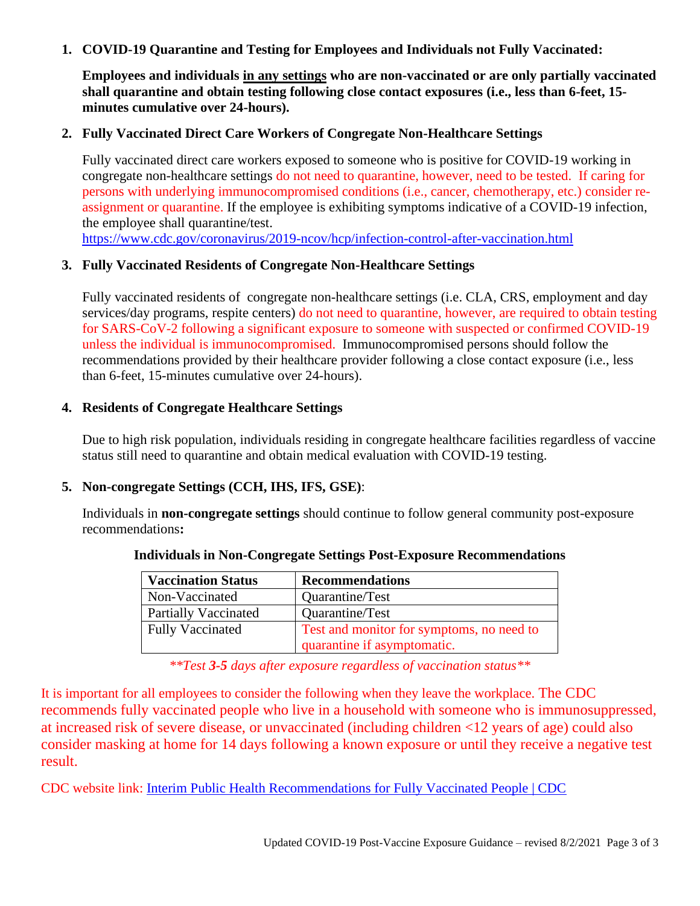1. **COVID-19 Quarantine and Testing for Employees and Individuals not Fully Vaccinated:**

   **Employees and individuals in any settings who are non-vaccinated or are only partially vaccinated shall quarantine and obtain testing following close contact exposures (i.e., less than 6-feet, 15-minutes cumulative over 24-hours).**

2. **Fully Vaccinated Direct Care Workers of Congregate Non-Healthcare Settings**

   Fully vaccinated direct care workers exposed to someone who is positive for COVID-19 working in congregate non-healthcare settings do not need to quarantine, however, need to be tested. If caring for persons with underlying immunocompromised conditions (i.e., cancer, chemotherapy, etc.) consider re-assignment or quarantine. If the employee is exhibiting symptoms indicative of a COVID-19 infection, the employee shall quarantine/test.
   https://www.cdc.gov/coronavirus/2019-ncov/hcp/infection-control-after-vaccination.html

3. **Fully Vaccinated Residents of Congregate Non-Healthcare Settings**

   Fully vaccinated residents of congregate non-healthcare settings (i.e. CLA, CRS, employment and day services/day programs, respite centers) do not need to quarantine, however, are required to obtain testing for SARS-CoV-2 following a significant exposure to someone with suspected or confirmed COVID-19 unless the individual is immunocompromised. Immunocompromised persons should follow the recommendations provided by their healthcare provider following a close contact exposure (i.e., less than 6-feet, 15-minutes cumulative over 24-hours).

4. **Residents of Congregate Healthcare Settings**

   Due to high risk population, individuals residing in congregate healthcare facilities regardless of vaccine status still need to quarantine and obtain medical evaluation with COVID-19 testing.

5. **Non-congregate Settings (CCH, IHS, IFS, GSE)**:

   Individuals in **non-congregate settings** should continue to follow general community post-exposure recommendations**:**

**Individuals in Non-Congregate Settings Post-Exposure Recommendations**

| Vaccination Status | Recommendations |
| --- | --- |
| Non-Vaccinated | Quarantine/Test |
| Partially Vaccinated | Quarantine/Test |
| Fully Vaccinated | Test and monitor for symptoms, no need to quarantine if asymptomatic. |

*\*\*Test **3-5** days after exposure regardless of vaccination status\*\**

It is important for all employees to consider the following when they leave the workplace. The CDC recommends fully vaccinated people who live in a household with someone who is immunosuppressed, at increased risk of severe disease, or unvaccinated (including children <12 years of age) could also consider masking at home for 14 days following a known exposure or until they receive a negative test result.

CDC website link: Interim Public Health Recommendations for Fully Vaccinated People | CDC

Updated COVID-19 Post-Vaccine Exposure Guidance – revised 8/2/2021